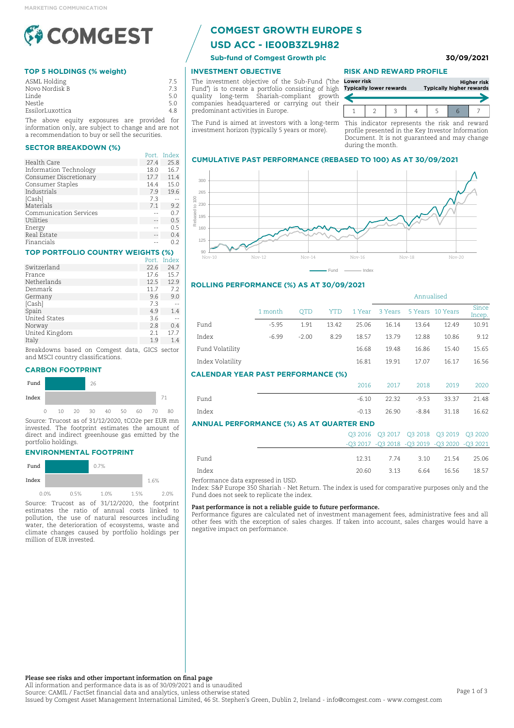MARKETING COMMUNICATION

# COMGEST GROWTH EUROPE S USD ACC - IE00B3ZL9H82

**Sub-fund of Comgest Growth plc**

**30/09/2021**

## TOP 5 HOLDINGS (% weight)

| Holding | % |
|---|---|
| ASML Holding | 7.5 |
| Novo Nordisk B | 7.3 |
| Linde | 5.0 |
| Nestle | 5.0 |
| EssilorLuxottica | 4.8 |

The above equity exposures are provided for information only, are subject to change and are not a recommendation to buy or sell the securities.

## SECTOR BREAKDOWN (%)

| | Port. | Index |
|---|---|---|
| Health Care | 27.4 | 25.8 |
| Information Technology | 18.0 | 16.7 |
| Consumer Discretionary | 17.7 | 11.4 |
| Consumer Staples | 14.4 | 15.0 |
| Industrials | 7.9 | 19.6 |
| [Cash] | 7.3 | -- |
| Materials | 7.1 | 9.2 |
| Communication Services | -- | 0.7 |
| Utilities | -- | 0.5 |
| Energy | -- | 0.5 |
| Real Estate | -- | 0.4 |
| Financials | -- | 0.2 |

## TOP PORTFOLIO COUNTRY WEIGHTS (%)

| | Port. | Index |
|---|---|---|
| Switzerland | 22.6 | 24.7 |
| France | 17.6 | 15.7 |
| Netherlands | 12.5 | 12.9 |
| Denmark | 11.7 | 7.2 |
| Germany | 9.6 | 9.0 |
| [Cash] | 7.3 | -- |
| Spain | 4.9 | 1.4 |
| United States | 3.6 | -- |
| Norway | 2.8 | 0.4 |
| United Kingdom | 2.1 | 17.7 |
| Italy | 1.9 | 1.4 |

Breakdowns based on Comgest data, GICS sector and MSCI country classifications.

## CARBON FOOTPRINT

| | |
|---|---|
| Fund | 26 |
| Index | 71 |

Source: Trucost as of 31/12/2020, tCO2e per EUR mn invested. The footprint estimates the amount of direct and indirect greenhouse gas emitted by the portfolio holdings.

## ENVIRONMENTAL FOOTPRINT

| | |
|---|---|
| Fund | 0.7% |
| Index | 1.6% |

Source: Trucost as of 31/12/2020, the footprint estimates the ratio of annual costs linked to pollution, the use of natural resources including water, the deterioration of ecosystems, waste and climate changes caused by portfolio holdings per million of EUR invested.

## INVESTMENT OBJECTIVE

The investment objective of the Sub-Fund ("the Fund") is to create a portfolio consisting of high quality long-term Shariah-compliant growth companies headquartered or carrying out their predominant activities in Europe.

The Fund is aimed at investors with a long-term investment horizon (typically 5 years or more).

## RISK AND REWARD PROFILE

Lower risk — Typically lower rewards | Higher risk — Typically higher rewards

| 1 | 2 | 3 | 4 | 5 | **6** | 7 |
|---|---|---|---|---|---|---|

This indicator represents the risk and reward profile presented in the Key Investor Information Document. It is not guaranteed and may change during the month.

## CUMULATIVE PAST PERFORMANCE (REBASED TO 100) AS AT 30/09/2021

(Chart: Fund vs Index, Nov-10 to Nov-20, rebased to 100)

## ROLLING PERFORMANCE (%) AS AT 30/09/2021

| | 1 month | QTD | YTD | 1 Year | 3 Years (Annualised) | 5 Years (Annualised) | 10 Years (Annualised) | Since Incep. (Annualised) |
|---|---|---|---|---|---|---|---|---|
| Fund | -5.95 | 1.91 | 13.42 | 25.06 | 16.14 | 13.64 | 12.49 | 10.91 |
| Index | -6.99 | -2.00 | 8.29 | 18.57 | 13.79 | 12.88 | 10.86 | 9.12 |
| Fund Volatility | | | | 16.68 | 19.48 | 16.86 | 15.40 | 15.65 |
| Index Volatility | | | | 16.81 | 19.91 | 17.07 | 16.17 | 16.56 |

## CALENDAR YEAR PAST PERFORMANCE (%)

| | 2016 | 2017 | 2018 | 2019 | 2020 |
|---|---|---|---|---|---|
| Fund | -6.10 | 22.32 | -9.53 | 33.37 | 21.48 |
| Index | -0.13 | 26.90 | -8.84 | 31.18 | 16.62 |

## ANNUAL PERFORMANCE (%) AS AT QUARTER END

| | Q3 2016 -Q3 2017 | Q3 2017 -Q3 2018 | Q3 2018 -Q3 2019 | Q3 2019 -Q3 2020 | Q3 2020 -Q3 2021 |
|---|---|---|---|---|---|
| Fund | 12.31 | 7.74 | 3.10 | 21.54 | 25.06 |
| Index | 20.60 | 3.13 | 6.64 | 16.56 | 18.57 |

Performance data expressed in USD.

Index: S&P Europe 350 Shariah - Net Return. The index is used for comparative purposes only and the Fund does not seek to replicate the index.

**Past performance is not a reliable guide to future performance.**

Performance figures are calculated net of investment management fees, administrative fees and all other fees with the exception of sales charges. If taken into account, sales charges would have a negative impact on performance.

**Please see risks and other important information on final page**

All information and performance data is as of 30/09/2021 and is unaudited

Source: CAMIL / FactSet financial data and analytics, unless otherwise stated

Issued by Comgest Asset Management International Limited, 46 St. Stephen's Green, Dublin 2, Ireland - info@comgest.com - www.comgest.com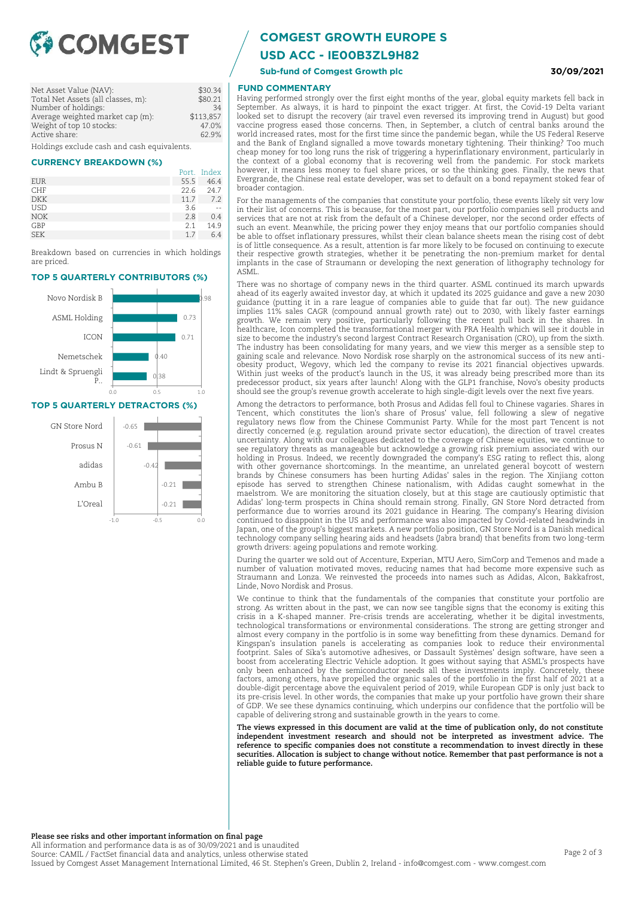# COMGEST GROWTH EUROPE S USD ACC - IE00B3ZL9H82

**Sub-fund of Comgest Growth plc** **30/09/2021**

| | |
|---|---|
| Net Asset Value (NAV): | $30.34 |
| Total Net Assets (all classes, m): | $80.21 |
| Number of holdings: | 34 |
| Average weighted market cap (m): | $113,857 |
| Weight of top 10 stocks: | 47.0% |
| Active share: | 62.9% |

Holdings exclude cash and cash equivalents.

## CURRENCY BREAKDOWN (%)

| | Port. | Index |
|---|---|---|
| EUR | 55.5 | 46.4 |
| CHF | 22.6 | 24.7 |
| DKK | 11.7 | 7.2 |
| USD | 3.6 | -- |
| NOK | 2.8 | 0.4 |
| GBP | 2.1 | 14.9 |
| SEK | 1.7 | 6.4 |

Breakdown based on currencies in which holdings are priced.

## TOP 5 QUARTERLY CONTRIBUTORS (%)

| | |
|---|---|
| Novo Nordisk B | 0.98 |
| ASML Holding | 0.73 |
| ICON | 0.71 |
| Nemetschek | 0.40 |
| Lindt & Spruengli P.. | 0.38 |

## TOP 5 QUARTERLY DETRACTORS (%)

| | |
|---|---|
| GN Store Nord | -0.65 |
| Prosus N | -0.61 |
| adidas | -0.42 |
| Ambu B | -0.21 |
| L'Oreal | -0.21 |

## FUND COMMENTARY

Having performed strongly over the first eight months of the year, global equity markets fell back in September. As always, it is hard to pinpoint the exact trigger. At first, the Covid-19 Delta variant looked set to disrupt the recovery (air travel even reversed its improving trend in August) but good vaccine progress eased those concerns. Then, in September, a clutch of central banks around the world increased rates, most for the first time since the pandemic began, while the US Federal Reserve and the Bank of England signalled a move towards monetary tightening. Their thinking? Too much cheap money for too long runs the risk of triggering a hyperinflationary environment, particularly in the context of a global economy that is recovering well from the pandemic. For stock markets however, it means less money to fuel share prices, or so the thinking goes. Finally, the news that Evergrande, the Chinese real estate developer, was set to default on a bond repayment stoked fear of broader contagion.

For the managements of the companies that constitute your portfolio, these events likely sit very low in their list of concerns. This is because, for the most part, our portfolio companies sell products and services that are not at risk from the default of a Chinese developer, nor the second order effects of such an event. Meanwhile, the pricing power they enjoy means that our portfolio companies should be able to offset inflationary pressures, whilst their clean balance sheets mean the rising cost of debt is of little consequence. As a result, attention is far more likely to be focused on continuing to execute their respective growth strategies, whether it be penetrating the non-premium market for dental implants in the case of Straumann or developing the next generation of lithography technology for ASML.

There was no shortage of company news in the third quarter. ASML continued its march upwards ahead of its eagerly awaited investor day, at which it updated its 2025 guidance and gave a new 2030 guidance (putting it in a rare league of companies able to guide that far out). The new guidance implies 11% sales CAGR (compound annual growth rate) out to 2030, with likely faster earnings growth. We remain very positive, particularly following the recent pull back in the shares. In healthcare, Icon completed the transformational merger with PRA Health which will see it double in size to become the industry's second largest Contract Research Organisation (CRO), up from the sixth. The industry has been consolidating for many years, and we view this merger as a sensible step to gaining scale and relevance. Novo Nordisk rose sharply on the astronomical success of its new anti-obesity product, Wegovy, which led the company to revise its 2021 financial objectives upwards. Within just weeks of the product's launch in the US, it was already being prescribed more than its predecessor product, six years after launch! Along with the GLP1 franchise, Novo's obesity products should see the group's revenue growth accelerate to high single-digit levels over the next five years.

Among the detractors to performance, both Prosus and Adidas fell foul to Chinese vagaries. Shares in Tencent, which constitutes the lion's share of Prosus' value, fell following a slew of negative regulatory news flow from the Chinese Communist Party. While for the most part Tencent is not directly concerned (e.g. regulation around private sector education), the direction of travel creates uncertainty. Along with our colleagues dedicated to the coverage of Chinese equities, we continue to see regulatory threats as manageable but acknowledge a growing risk premium associated with our holding in Prosus. Indeed, we recently downgraded the company's ESG rating to reflect this, along with other governance shortcomings. In the meantime, an unrelated general boycott of western brands by Chinese consumers has been hurting Adidas' sales in the region. The Xinjiang cotton episode has served to strengthen Chinese nationalism, with Adidas caught somewhat in the maelstrom. We are monitoring the situation closely, but at this stage are cautiously optimistic that Adidas' long-term prospects in China should remain strong. Finally, GN Store Nord detracted from performance due to worries around its 2021 guidance in Hearing. The company's Hearing division continued to disappoint in the US and performance was also impacted by Covid-related headwinds in Japan, one of the group's biggest markets. A new portfolio position, GN Store Nord is a Danish medical technology company selling hearing aids and headsets (Jabra brand) that benefits from two long-term growth drivers: ageing populations and remote working.

During the quarter we sold out of Accenture, Experian, MTU Aero, SimCorp and Temenos and made a number of valuation motivated moves, reducing names that had become more expensive such as Straumann and Lonza. We reinvested the proceeds into names such as Adidas, Alcon, Bakkafrost, Linde, Novo Nordisk and Prosus.

We continue to think that the fundamentals of the companies that constitute your portfolio are strong. As written about in the past, we can now see tangible signs that the economy is exiting this crisis in a K-shaped manner. Pre-crisis trends are accelerating, whether it be digital investments, technological transformations or environmental considerations. The strong are getting stronger and almost every company in the portfolio is in some way benefitting from these dynamics. Demand for Kingspan's insulation panels is accelerating as companies look to reduce their environmental footprint. Sales of Sika's automotive adhesives, or Dassault Systèmes' design software, have seen a boost from accelerating Electric Vehicle adoption. It goes without saying that ASML's prospects have only been enhanced by the semiconductor needs all these investments imply. Concretely, these factors, among others, have propelled the organic sales of the portfolio in the first half of 2021 at a double-digit percentage above the equivalent period of 2019, while European GDP is only just back to its pre-crisis level. In other words, the companies that make up your portfolio have grown their share of GDP. We see these dynamics continuing, which underpins our confidence that the portfolio will be capable of delivering strong and sustainable growth in the years to come.

**The views expressed in this document are valid at the time of publication only, do not constitute independent investment research and should not be interpreted as investment advice. The reference to specific companies does not constitute a recommendation to invest directly in these securities. Allocation is subject to change without notice. Remember that past performance is not a reliable guide to future performance.**

**Please see risks and other important information on final page**

All information and performance data is as of 30/09/2021 and is unaudited

Source: CAMIL / FactSet financial data and analytics, unless otherwise stated

Issued by Comgest Asset Management International Limited, 46 St. Stephen's Green, Dublin 2, Ireland - info@comgest.com - www.comgest.com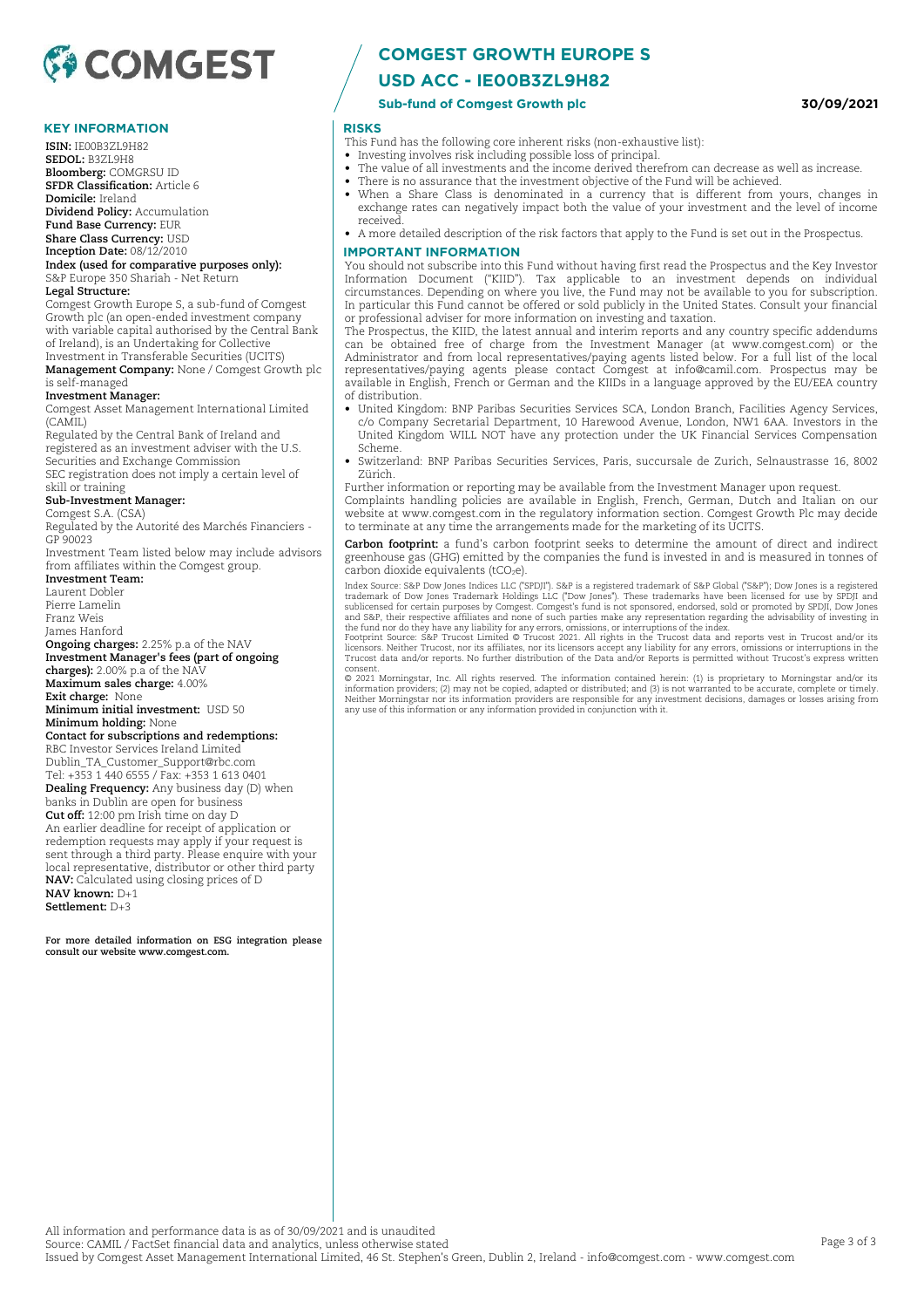# COMGEST GROWTH EUROPE S USD ACC - IE00B3ZL9H82

**Sub-fund of Comgest Growth plc**

**30/09/2021**

## KEY INFORMATION

**ISIN:** IE00B3ZL9H82
**SEDOL:** B3ZL9H8
**Bloomberg:** COMGRSU ID
**SFDR Classification:** Article 6
**Domicile:** Ireland
**Dividend Policy:** Accumulation
**Fund Base Currency:** EUR
**Share Class Currency:** USD
**Inception Date:** 08/12/2010
**Index (used for comparative purposes only):**
S&P Europe 350 Shariah - Net Return
**Legal Structure:**
Comgest Growth Europe S, a sub-fund of Comgest Growth plc (an open-ended investment company with variable capital authorised by the Central Bank of Ireland), is an Undertaking for Collective Investment in Transferable Securities (UCITS)
**Management Company:** None / Comgest Growth plc is self-managed
**Investment Manager:**
Comgest Asset Management International Limited (CAMIL)
Regulated by the Central Bank of Ireland and registered as an investment adviser with the U.S. Securities and Exchange Commission
SEC registration does not imply a certain level of skill or training
**Sub-Investment Manager:**
Comgest S.A. (CSA)
Regulated by the Autorité des Marchés Financiers - GP 90023
Investment Team listed below may include advisors from affiliates within the Comgest group.
**Investment Team:**
Laurent Dobler
Pierre Lamelin
Franz Weis
James Hanford
**Ongoing charges:** 2.25% p.a of the NAV
**Investment Manager's fees (part of ongoing charges):** 2.00% p.a of the NAV
**Maximum sales charge:** 4.00%
**Exit charge:** None
**Minimum initial investment:** USD 50
**Minimum holding:** None
**Contact for subscriptions and redemptions:**
RBC Investor Services Ireland Limited
Dublin_TA_Customer_Support@rbc.com
Tel: +353 1 440 6555 / Fax: +353 1 613 0401
**Dealing Frequency:** Any business day (D) when banks in Dublin are open for business
**Cut off:** 12:00 pm Irish time on day D
An earlier deadline for receipt of application or redemption requests may apply if your request is sent through a third party. Please enquire with your local representative, distributor or other third party
**NAV:** Calculated using closing prices of D
**NAV known:** D+1
**Settlement:** D+3

**For more detailed information on ESG integration please consult our website www.comgest.com.**

## RISKS

This Fund has the following core inherent risks (non-exhaustive list):

- Investing involves risk including possible loss of principal.
- The value of all investments and the income derived therefrom can decrease as well as increase.
- There is no assurance that the investment objective of the Fund will be achieved.
- When a Share Class is denominated in a currency that is different from yours, changes in exchange rates can negatively impact both the value of your investment and the level of income received.
- A more detailed description of the risk factors that apply to the Fund is set out in the Prospectus.

## IMPORTANT INFORMATION

You should not subscribe into this Fund without having first read the Prospectus and the Key Investor Information Document ("KIID"). Tax applicable to an investment depends on individual circumstances. Depending on where you live, the Fund may not be available to you for subscription. In particular this Fund cannot be offered or sold publicly in the United States. Consult your financial or professional adviser for more information on investing and taxation.

The Prospectus, the KIID, the latest annual and interim reports and any country specific addendums can be obtained free of charge from the Investment Manager (at www.comgest.com) or the Administrator and from local representatives/paying agents listed below. For a full list of the local representatives/paying agents please contact Comgest at info@camil.com. Prospectus may be available in English, French or German and the KIIDs in a language approved by the EU/EEA country of distribution.

- United Kingdom: BNP Paribas Securities Services SCA, London Branch, Facilities Agency Services, c/o Company Secretarial Department, 10 Harewood Avenue, London, NW1 6AA. Investors in the United Kingdom WILL NOT have any protection under the UK Financial Services Compensation Scheme.
- Switzerland: BNP Paribas Securities Services, Paris, succursale de Zurich, Selnaustrasse 16, 8002 Zürich.

Further information or reporting may be available from the Investment Manager upon request.

Complaints handling policies are available in English, French, German, Dutch and Italian on our website at www.comgest.com in the regulatory information section. Comgest Growth Plc may decide to terminate at any time the arrangements made for the marketing of its UCITS.

**Carbon footprint:** a fund's carbon footprint seeks to determine the amount of direct and indirect greenhouse gas (GHG) emitted by the companies the fund is invested in and is measured in tonnes of carbon dioxide equivalents ($tCO_2e$).

Index Source: S&P Dow Jones Indices LLC ("SPDJI"). S&P is a registered trademark of S&P Global ("S&P"); Dow Jones is a registered trademark of Dow Jones Trademark Holdings LLC ("Dow Jones"). These trademarks have been licensed for use by SPDJI and sublicensed for certain purposes by Comgest. Comgest's fund is not sponsored, endorsed, sold or promoted by SPDJI, Dow Jones and S&P, their respective affiliates and none of such parties make any representation regarding the advisability of investing in the fund nor do they have any liability for any errors, omissions, or interruptions of the index.

Footprint Source: S&P Trucost Limited © Trucost 2021. All rights in the Trucost data and reports vest in Trucost and/or its licensors. Neither Trucost, nor its affiliates, nor its licensors accept any liability for any errors, omissions or interruptions in the Trucost data and/or reports. No further distribution of the Data and/or Reports is permitted without Trucost's express written consent.

© 2021 Morningstar, Inc. All rights reserved. The information contained herein: (1) is proprietary to Morningstar and/or its information providers; (2) may not be copied, adapted or distributed; and (3) is not warranted to be accurate, complete or timely. Neither Morningstar nor its information providers are responsible for any investment decisions, damages or losses arising from any use of this information or any information provided in conjunction with it.

All information and performance data is as of 30/09/2021 and is unaudited
Source: CAMIL / FactSet financial data and analytics, unless otherwise stated
Issued by Comgest Asset Management International Limited, 46 St. Stephen's Green, Dublin 2, Ireland - info@comgest.com - www.comgest.com